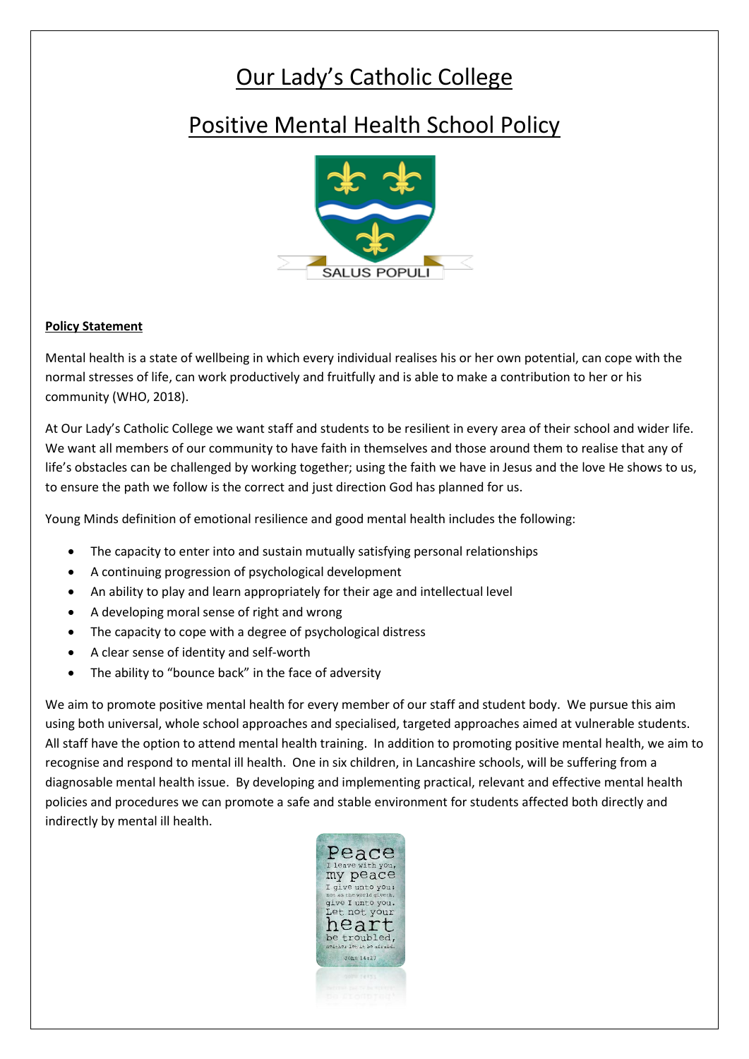# Our Lady's Catholic College

# Positive Mental Health School Policy

## Policy Statement

Mental health is a state of wellbeing in which every individual realises his or her own potential, can cope with the normal stresses of life, can work productively and fruitfully and is able to make a contribution to her or his community (WHO, 2018).

At Our Lady's Catholic College we want staff and students to be resilient in every area of their school and wider life. We want all members of our community to have faith in themselves and those around them to realise that any of life's obstacles can be challenged by working together; using the faith we have in Jesus and the love He shows to us, to ensure the path we follow is the correct and just direction God has planned for us.

Young Minds definition of emotional resilience and good mental health includes the following:

- The capacity to enter into and sustain mutually satisfying personal relationships
- A continuing progression of psychological development
- An ability to play and learn appropriately for their age and intellectual level
- A developing moral sense of right and wrong
- The capacity to cope with a degree of psychological distress
- A clear sense of identity and self-worth
- The ability to "bounce back" in the face of adversity

We aim to promote positive mental health for every member of our staff and student body. We pursue this aim using both universal, whole school approaches and specialised, targeted approaches aimed at vulnerable students. All staff have the option to attend mental health training. In addition to promoting positive mental health, we aim to recognise and respond to mental ill health. One in six children, in Lancashire schools, will be suffering from a diagnosable mental health issue. By developing and implementing practical, relevant and effective mental health policies and procedures we can promote a safe and stable environment for students affected both directly and indirectly by mental ill health.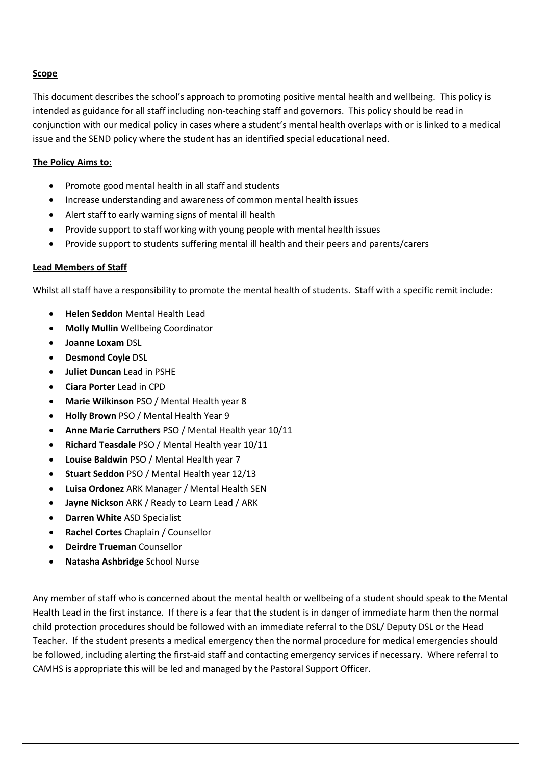**Scope**

This document describes the school's approach to promoting positive mental health and wellbeing. This policy is intended as guidance for all staff including non-teaching staff and governors. This policy should be read in conjunction with our medical policy in cases where a student's mental health overlaps with or is linked to a medical issue and the SEND policy where the student has an identified special educational need.

**The Policy Aims to:**

- Promote good mental health in all staff and students
- Increase understanding and awareness of common mental health issues
- Alert staff to early warning signs of mental ill health
- Provide support to staff working with young people with mental health issues
- Provide support to students suffering mental ill health and their peers and parents/carers

**Lead Members of Staff**

Whilst all staff have a responsibility to promote the mental health of students. Staff with a specific remit include:

- **Helen Seddon** Mental Health Lead
- **Molly Mullin** Wellbeing Coordinator
- **Joanne Loxam** DSL
- **Desmond Coyle** DSL
- **Juliet Duncan** Lead in PSHE
- **Ciara Porter** Lead in CPD
- **Marie Wilkinson** PSO / Mental Health year 8
- **Holly Brown** PSO / Mental Health Year 9
- **Anne Marie Carruthers** PSO / Mental Health year 10/11
- **Richard Teasdale** PSO / Mental Health year 10/11
- **Louise Baldwin** PSO / Mental Health year 7
- **Stuart Seddon** PSO / Mental Health year 12/13
- **Luisa Ordonez** ARK Manager / Mental Health SEN
- **Jayne Nickson** ARK / Ready to Learn Lead / ARK
- **Darren White** ASD Specialist
- **Rachel Cortes** Chaplain / Counsellor
- **Deirdre Trueman** Counsellor
- **Natasha Ashbridge** School Nurse

Any member of staff who is concerned about the mental health or wellbeing of a student should speak to the Mental Health Lead in the first instance. If there is a fear that the student is in danger of immediate harm then the normal child protection procedures should be followed with an immediate referral to the DSL/ Deputy DSL or the Head Teacher. If the student presents a medical emergency then the normal procedure for medical emergencies should be followed, including alerting the first-aid staff and contacting emergency services if necessary. Where referral to CAMHS is appropriate this will be led and managed by the Pastoral Support Officer.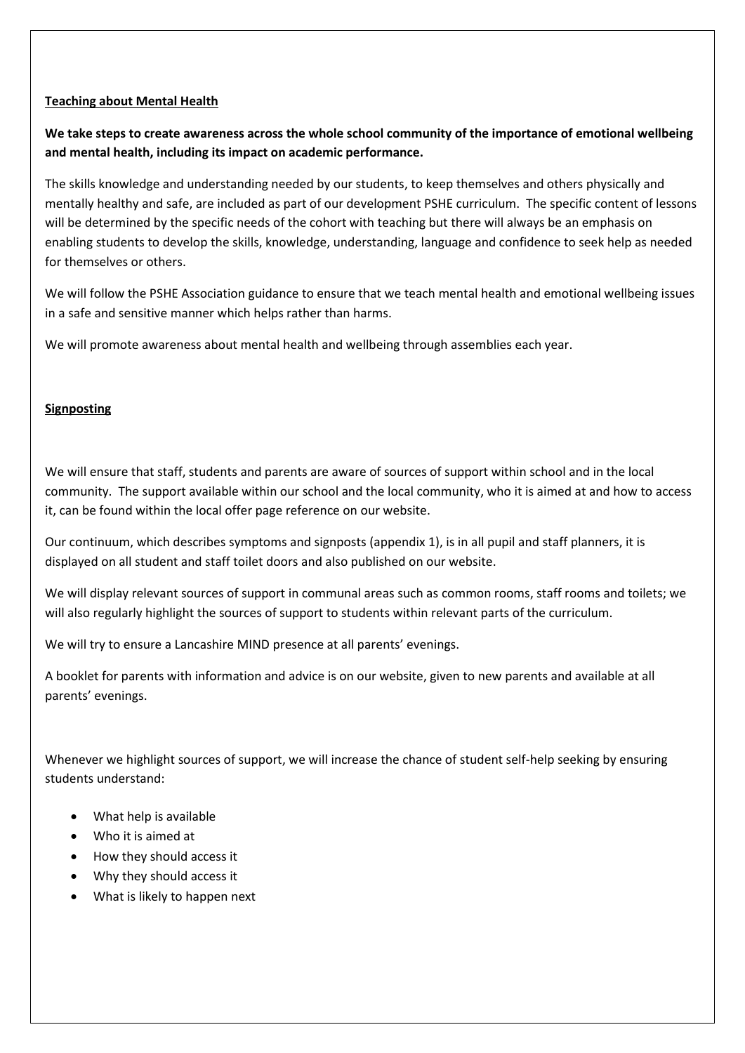**Teaching about Mental Health**

**We take steps to create awareness across the whole school community of the importance of emotional wellbeing and mental health, including its impact on academic performance.**

The skills knowledge and understanding needed by our students, to keep themselves and others physically and mentally healthy and safe, are included as part of our development PSHE curriculum. The specific content of lessons will be determined by the specific needs of the cohort with teaching but there will always be an emphasis on enabling students to develop the skills, knowledge, understanding, language and confidence to seek help as needed for themselves or others.

We will follow the PSHE Association guidance to ensure that we teach mental health and emotional wellbeing issues in a safe and sensitive manner which helps rather than harms.

We will promote awareness about mental health and wellbeing through assemblies each year.

**Signposting**

We will ensure that staff, students and parents are aware of sources of support within school and in the local community. The support available within our school and the local community, who it is aimed at and how to access it, can be found within the local offer page reference on our website.

Our continuum, which describes symptoms and signposts (appendix 1), is in all pupil and staff planners, it is displayed on all student and staff toilet doors and also published on our website.

We will display relevant sources of support in communal areas such as common rooms, staff rooms and toilets; we will also regularly highlight the sources of support to students within relevant parts of the curriculum.

We will try to ensure a Lancashire MIND presence at all parents' evenings.

A booklet for parents with information and advice is on our website, given to new parents and available at all parents' evenings.

Whenever we highlight sources of support, we will increase the chance of student self-help seeking by ensuring students understand:

- What help is available
- Who it is aimed at
- How they should access it
- Why they should access it
- What is likely to happen next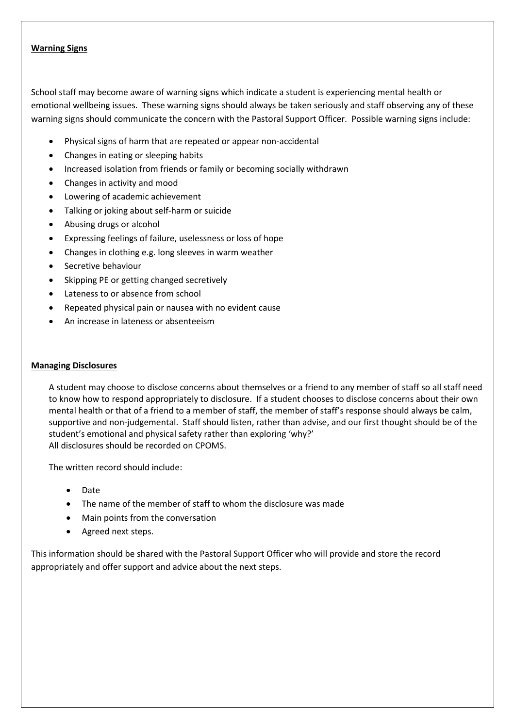## Warning Signs

School staff may become aware of warning signs which indicate a student is experiencing mental health or emotional wellbeing issues. These warning signs should always be taken seriously and staff observing any of these warning signs should communicate the concern with the Pastoral Support Officer. Possible warning signs include:

- Physical signs of harm that are repeated or appear non-accidental
- Changes in eating or sleeping habits
- Increased isolation from friends or family or becoming socially withdrawn
- Changes in activity and mood
- Lowering of academic achievement
- Talking or joking about self-harm or suicide
- Abusing drugs or alcohol
- Expressing feelings of failure, uselessness or loss of hope
- Changes in clothing e.g. long sleeves in warm weather
- Secretive behaviour
- Skipping PE or getting changed secretively
- Lateness to or absence from school
- Repeated physical pain or nausea with no evident cause
- An increase in lateness or absenteeism

## Managing Disclosures

A student may choose to disclose concerns about themselves or a friend to any member of staff so all staff need to know how to respond appropriately to disclosure. If a student chooses to disclose concerns about their own mental health or that of a friend to a member of staff, the member of staff's response should always be calm, supportive and non-judgemental. Staff should listen, rather than advise, and our first thought should be of the student's emotional and physical safety rather than exploring 'why?'
All disclosures should be recorded on CPOMS.

The written record should include:

- Date
- The name of the member of staff to whom the disclosure was made
- Main points from the conversation
- Agreed next steps.

This information should be shared with the Pastoral Support Officer who will provide and store the record appropriately and offer support and advice about the next steps.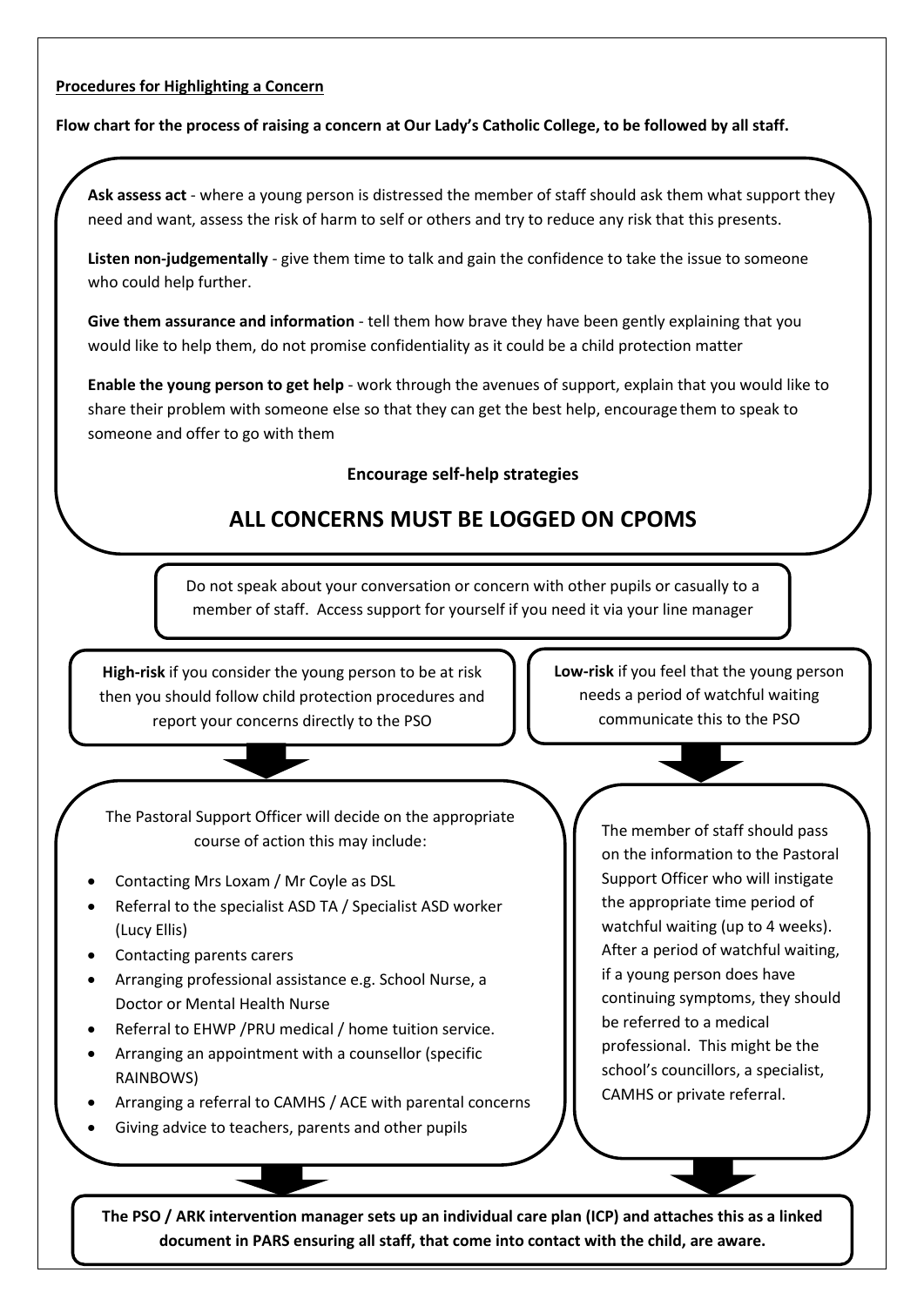**Procedures for Highlighting a Concern**

**Flow chart for the process of raising a concern at Our Lady's Catholic College, to be followed by all staff.**

**Ask assess act** - where a young person is distressed the member of staff should ask them what support they need and want, assess the risk of harm to self or others and try to reduce any risk that this presents.

**Listen non-judgementally** - give them time to talk and gain the confidence to take the issue to someone who could help further.

**Give them assurance and information** - tell them how brave they have been gently explaining that you would like to help them, do not promise confidentiality as it could be a child protection matter

**Enable the young person to get help** - work through the avenues of support, explain that you would like to share their problem with someone else so that they can get the best help, encourage them to speak to someone and offer to go with them

**Encourage self-help strategies**

**ALL CONCERNS MUST BE LOGGED ON CPOMS**

Do not speak about your conversation or concern with other pupils or casually to a member of staff. Access support for yourself if you need it via your line manager

**High-risk** if you consider the young person to be at risk then you should follow child protection procedures and report your concerns directly to the PSO

**Low-risk** if you feel that the young person needs a period of watchful waiting communicate this to the PSO

The Pastoral Support Officer will decide on the appropriate course of action this may include:

- Contacting Mrs Loxam / Mr Coyle as DSL
- Referral to the specialist ASD TA / Specialist ASD worker (Lucy Ellis)
- Contacting parents carers
- Arranging professional assistance e.g. School Nurse, a Doctor or Mental Health Nurse
- Referral to EHWP /PRU medical / home tuition service.
- Arranging an appointment with a counsellor (specific RAINBOWS)
- Arranging a referral to CAMHS / ACE with parental concerns
- Giving advice to teachers, parents and other pupils

The member of staff should pass on the information to the Pastoral Support Officer who will instigate the appropriate time period of watchful waiting (up to 4 weeks). After a period of watchful waiting, if a young person does have continuing symptoms, they should be referred to a medical professional. This might be the school's councillors, a specialist, CAMHS or private referral.

**The PSO / ARK intervention manager sets up an individual care plan (ICP) and attaches this as a linked document in PARS ensuring all staff, that come into contact with the child, are aware.**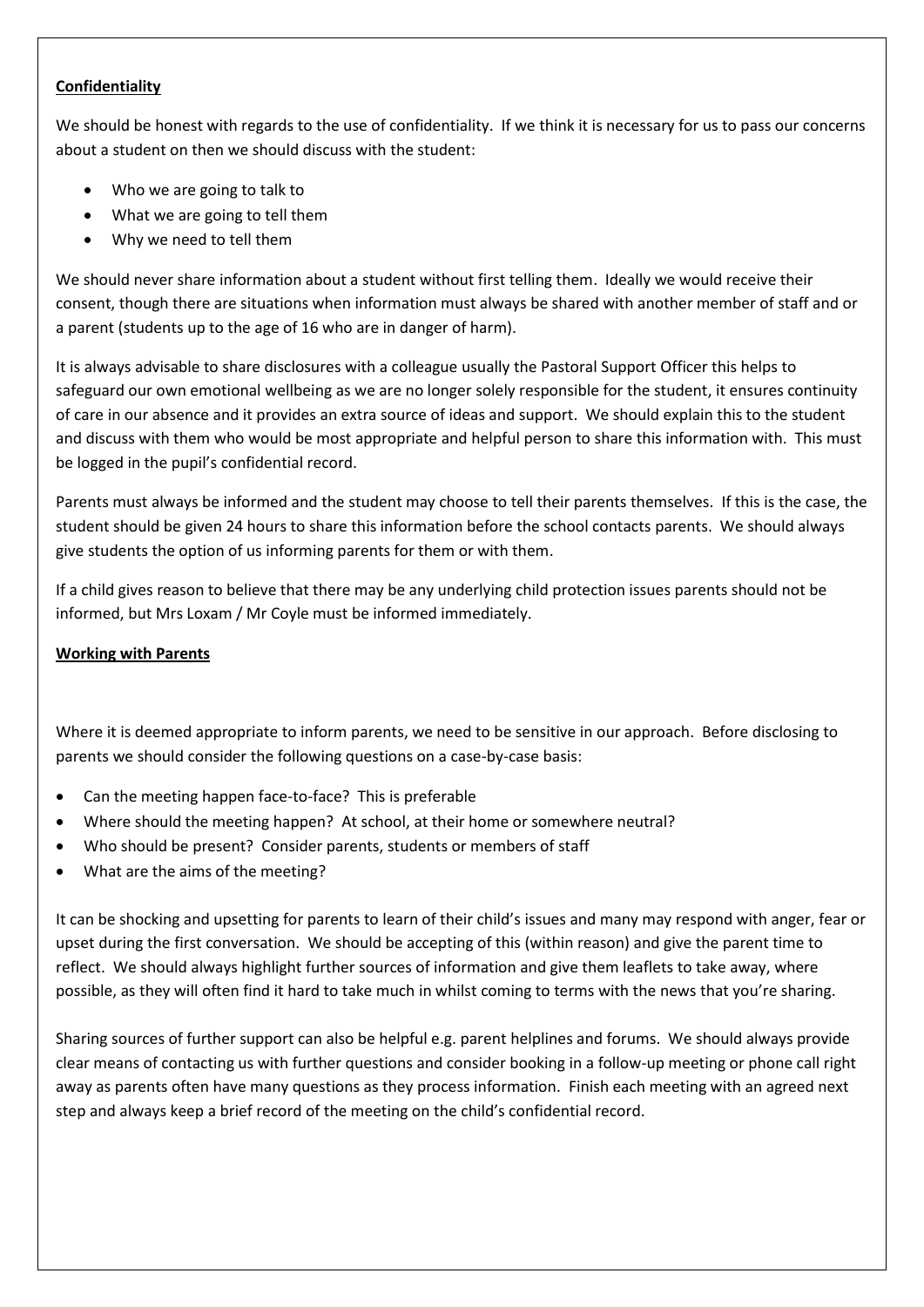**Confidentiality**

We should be honest with regards to the use of confidentiality. If we think it is necessary for us to pass our concerns about a student on then we should discuss with the student:

- Who we are going to talk to
- What we are going to tell them
- Why we need to tell them

We should never share information about a student without first telling them. Ideally we would receive their consent, though there are situations when information must always be shared with another member of staff and or a parent (students up to the age of 16 who are in danger of harm).

It is always advisable to share disclosures with a colleague usually the Pastoral Support Officer this helps to safeguard our own emotional wellbeing as we are no longer solely responsible for the student, it ensures continuity of care in our absence and it provides an extra source of ideas and support. We should explain this to the student and discuss with them who would be most appropriate and helpful person to share this information with. This must be logged in the pupil's confidential record.

Parents must always be informed and the student may choose to tell their parents themselves. If this is the case, the student should be given 24 hours to share this information before the school contacts parents. We should always give students the option of us informing parents for them or with them.

If a child gives reason to believe that there may be any underlying child protection issues parents should not be informed, but Mrs Loxam / Mr Coyle must be informed immediately.

**Working with Parents**

Where it is deemed appropriate to inform parents, we need to be sensitive in our approach. Before disclosing to parents we should consider the following questions on a case-by-case basis:

- Can the meeting happen face-to-face? This is preferable
- Where should the meeting happen? At school, at their home or somewhere neutral?
- Who should be present? Consider parents, students or members of staff
- What are the aims of the meeting?

It can be shocking and upsetting for parents to learn of their child's issues and many may respond with anger, fear or upset during the first conversation. We should be accepting of this (within reason) and give the parent time to reflect. We should always highlight further sources of information and give them leaflets to take away, where possible, as they will often find it hard to take much in whilst coming to terms with the news that you're sharing.

Sharing sources of further support can also be helpful e.g. parent helplines and forums. We should always provide clear means of contacting us with further questions and consider booking in a follow-up meeting or phone call right away as parents often have many questions as they process information. Finish each meeting with an agreed next step and always keep a brief record of the meeting on the child's confidential record.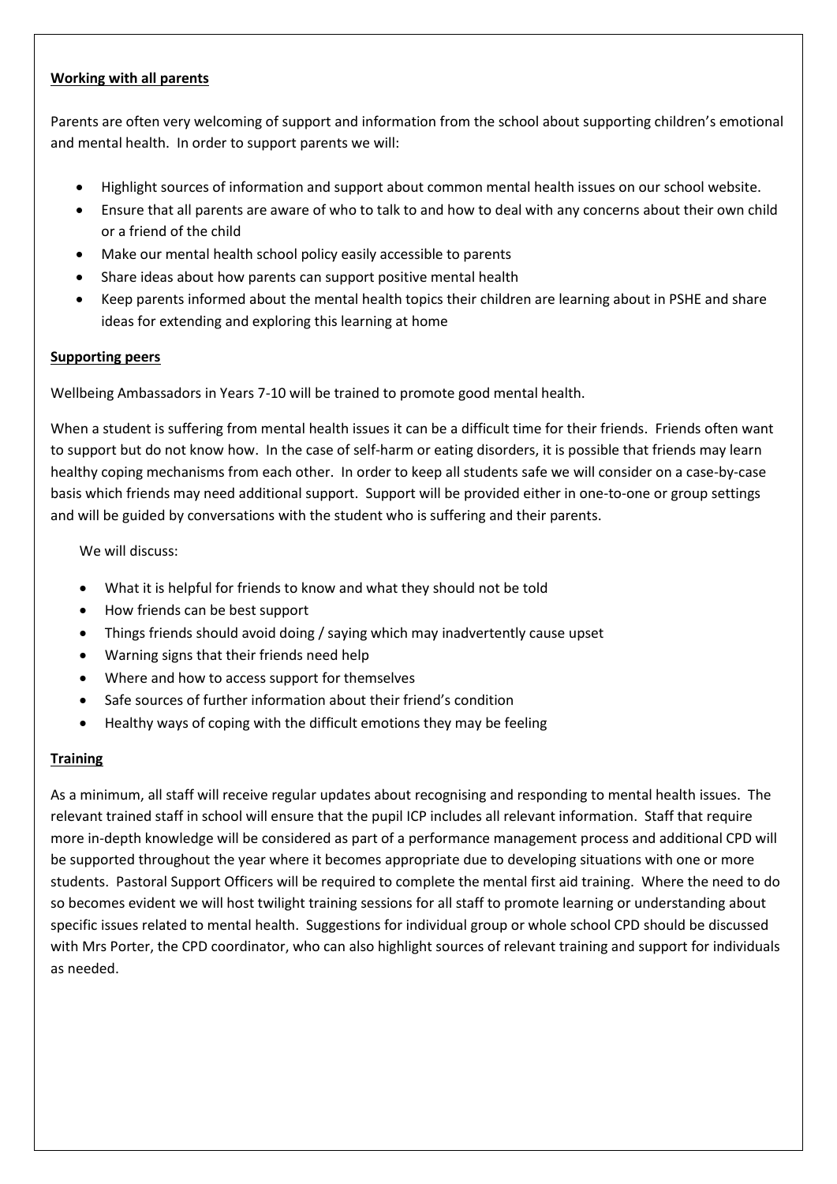**Working with all parents**

Parents are often very welcoming of support and information from the school about supporting children's emotional and mental health. In order to support parents we will:

- Highlight sources of information and support about common mental health issues on our school website.
- Ensure that all parents are aware of who to talk to and how to deal with any concerns about their own child or a friend of the child
- Make our mental health school policy easily accessible to parents
- Share ideas about how parents can support positive mental health
- Keep parents informed about the mental health topics their children are learning about in PSHE and share ideas for extending and exploring this learning at home

**Supporting peers**

Wellbeing Ambassadors in Years 7-10 will be trained to promote good mental health.

When a student is suffering from mental health issues it can be a difficult time for their friends. Friends often want to support but do not know how. In the case of self-harm or eating disorders, it is possible that friends may learn healthy coping mechanisms from each other. In order to keep all students safe we will consider on a case-by-case basis which friends may need additional support. Support will be provided either in one-to-one or group settings and will be guided by conversations with the student who is suffering and their parents.

We will discuss:

- What it is helpful for friends to know and what they should not be told
- How friends can be best support
- Things friends should avoid doing / saying which may inadvertently cause upset
- Warning signs that their friends need help
- Where and how to access support for themselves
- Safe sources of further information about their friend's condition
- Healthy ways of coping with the difficult emotions they may be feeling

**Training**

As a minimum, all staff will receive regular updates about recognising and responding to mental health issues. The relevant trained staff in school will ensure that the pupil ICP includes all relevant information. Staff that require more in-depth knowledge will be considered as part of a performance management process and additional CPD will be supported throughout the year where it becomes appropriate due to developing situations with one or more students. Pastoral Support Officers will be required to complete the mental first aid training. Where the need to do so becomes evident we will host twilight training sessions for all staff to promote learning or understanding about specific issues related to mental health. Suggestions for individual group or whole school CPD should be discussed with Mrs Porter, the CPD coordinator, who can also highlight sources of relevant training and support for individuals as needed.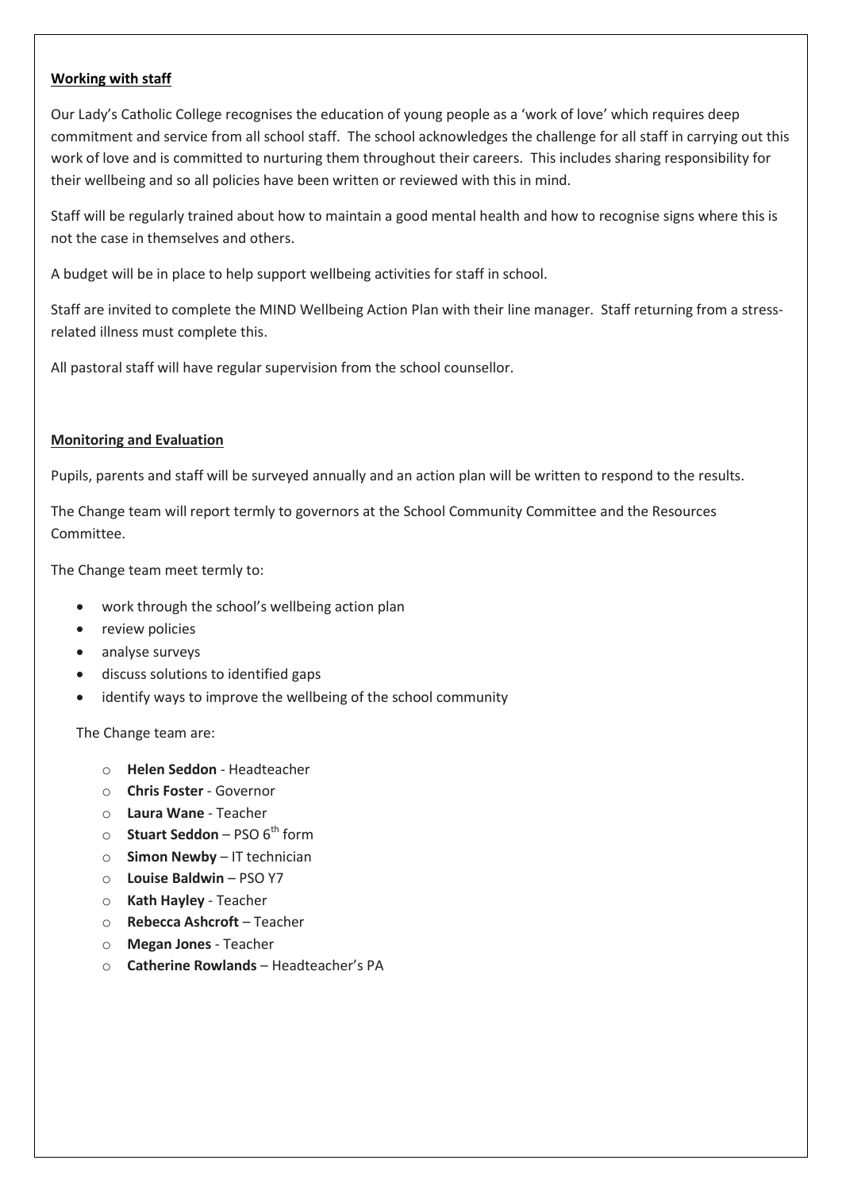**Working with staff**

Our Lady's Catholic College recognises the education of young people as a 'work of love' which requires deep commitment and service from all school staff. The school acknowledges the challenge for all staff in carrying out this work of love and is committed to nurturing them throughout their careers. This includes sharing responsibility for their wellbeing and so all policies have been written or reviewed with this in mind.

Staff will be regularly trained about how to maintain a good mental health and how to recognise signs where this is not the case in themselves and others.

A budget will be in place to help support wellbeing activities for staff in school.

Staff are invited to complete the MIND Wellbeing Action Plan with their line manager. Staff returning from a stress-related illness must complete this.

All pastoral staff will have regular supervision from the school counsellor.

**Monitoring and Evaluation**

Pupils, parents and staff will be surveyed annually and an action plan will be written to respond to the results.

The Change team will report termly to governors at the School Community Committee and the Resources Committee.

The Change team meet termly to:

- work through the school's wellbeing action plan
- review policies
- analyse surveys
- discuss solutions to identified gaps
- identify ways to improve the wellbeing of the school community

The Change team are:

- **Helen Seddon** - Headteacher
- **Chris Foster** - Governor
- **Laura Wane** - Teacher
- **Stuart Seddon** – PSO 6th form
- **Simon Newby** – IT technician
- **Louise Baldwin** – PSO Y7
- **Kath Hayley** - Teacher
- **Rebecca Ashcroft** – Teacher
- **Megan Jones** - Teacher
- **Catherine Rowlands** – Headteacher's PA